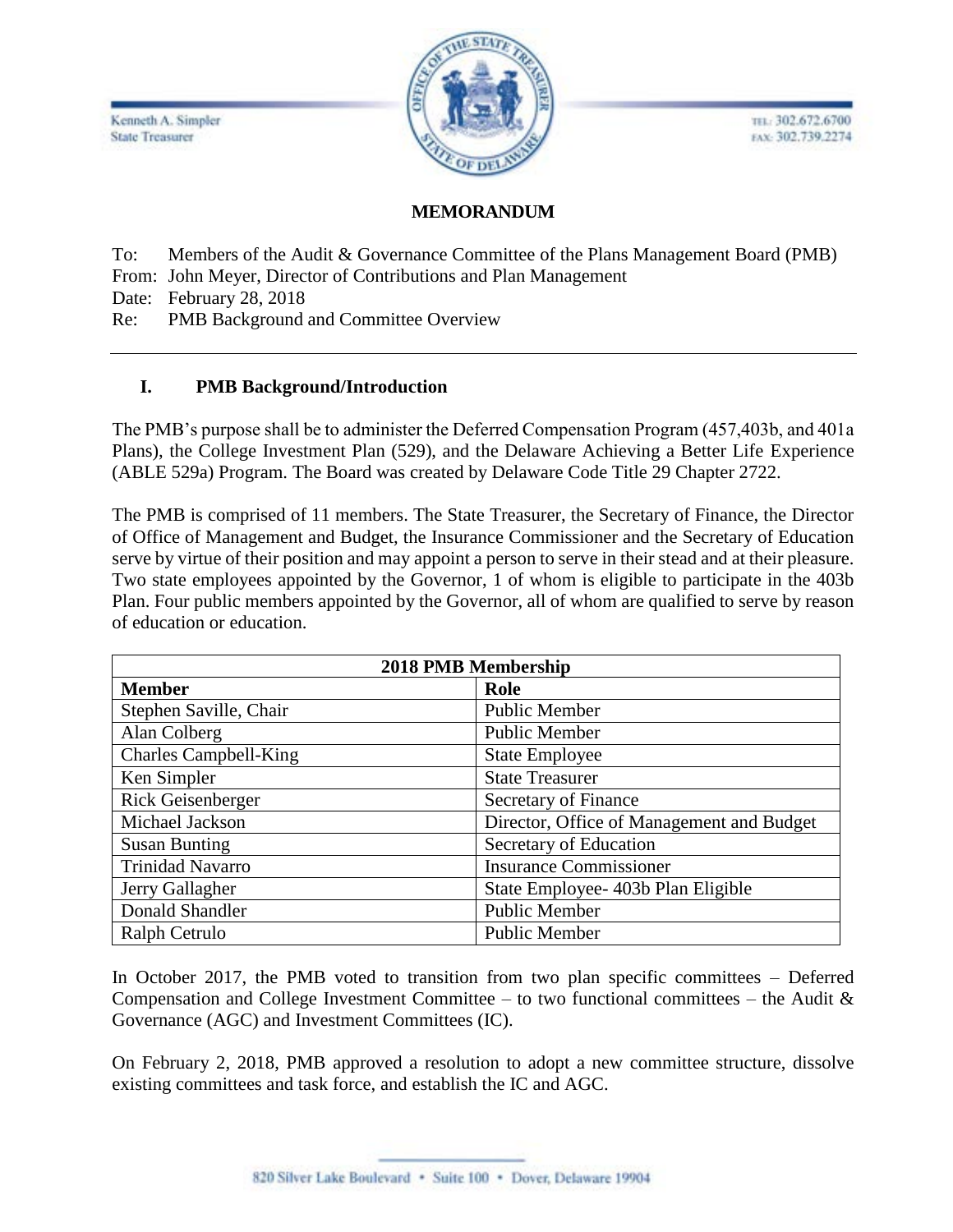Kenneth A. Simpler
State Treasurer

TEL: 302.672.6700
FAX: 302.739.2274

**MEMORANDUM**

To: Members of the Audit & Governance Committee of the Plans Management Board (PMB)
From: John Meyer, Director of Contributions and Plan Management
Date: February 28, 2018
Re: PMB Background and Committee Overview

---

## I. PMB Background/Introduction

The PMB's purpose shall be to administer the Deferred Compensation Program (457,403b, and 401a Plans), the College Investment Plan (529), and the Delaware Achieving a Better Life Experience (ABLE 529a) Program. The Board was created by Delaware Code Title 29 Chapter 2722.

The PMB is comprised of 11 members. The State Treasurer, the Secretary of Finance, the Director of Office of Management and Budget, the Insurance Commissioner and the Secretary of Education serve by virtue of their position and may appoint a person to serve in their stead and at their pleasure. Two state employees appointed by the Governor, 1 of whom is eligible to participate in the 403b Plan. Four public members appointed by the Governor, all of whom are qualified to serve by reason of education or education.

| 2018 PMB Membership | |
|---|---|
| **Member** | **Role** |
| Stephen Saville, Chair | Public Member |
| Alan Colberg | Public Member |
| Charles Campbell-King | State Employee |
| Ken Simpler | State Treasurer |
| Rick Geisenberger | Secretary of Finance |
| Michael Jackson | Director, Office of Management and Budget |
| Susan Bunting | Secretary of Education |
| Trinidad Navarro | Insurance Commissioner |
| Jerry Gallagher | State Employee- 403b Plan Eligible |
| Donald Shandler | Public Member |
| Ralph Cetrulo | Public Member |

In October 2017, the PMB voted to transition from two plan specific committees – Deferred Compensation and College Investment Committee – to two functional committees – the Audit & Governance (AGC) and Investment Committees (IC).

On February 2, 2018, PMB approved a resolution to adopt a new committee structure, dissolve existing committees and task force, and establish the IC and AGC.

820 Silver Lake Boulevard • Suite 100 • Dover, Delaware 19904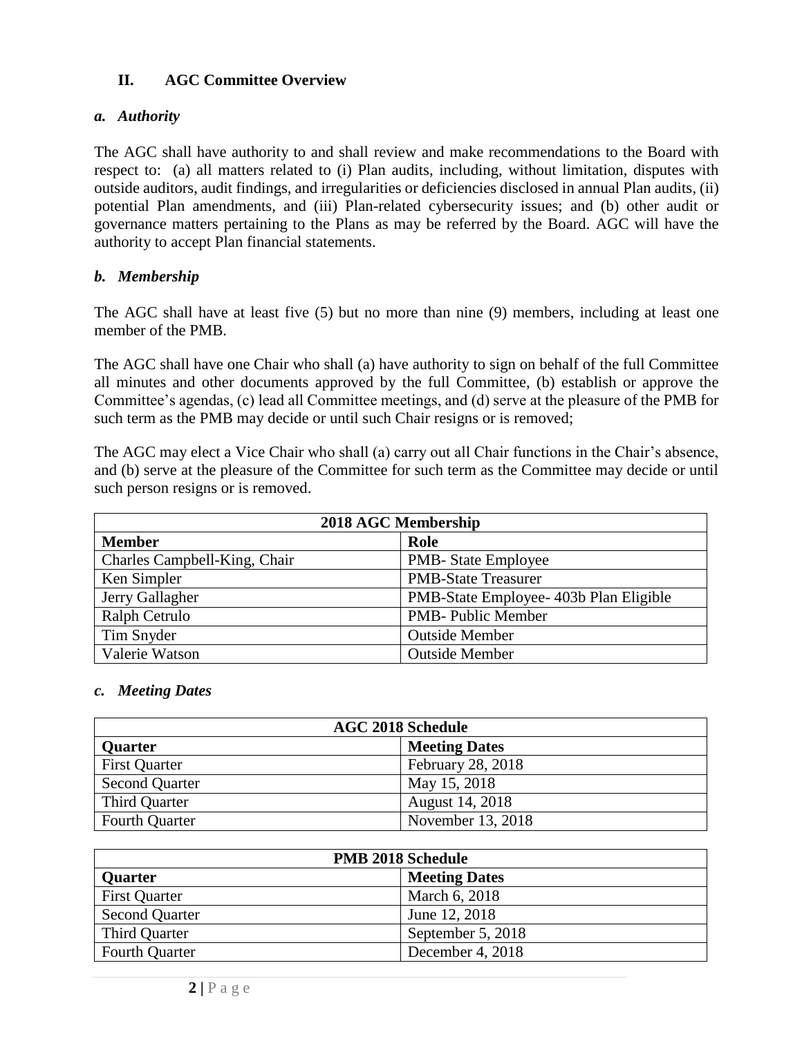## II. AGC Committee Overview

### *a. Authority*

The AGC shall have authority to and shall review and make recommendations to the Board with respect to: (a) all matters related to (i) Plan audits, including, without limitation, disputes with outside auditors, audit findings, and irregularities or deficiencies disclosed in annual Plan audits, (ii) potential Plan amendments, and (iii) Plan-related cybersecurity issues; and (b) other audit or governance matters pertaining to the Plans as may be referred by the Board. AGC will have the authority to accept Plan financial statements.

### *b. Membership*

The AGC shall have at least five (5) but no more than nine (9) members, including at least one member of the PMB.

The AGC shall have one Chair who shall (a) have authority to sign on behalf of the full Committee all minutes and other documents approved by the full Committee, (b) establish or approve the Committee's agendas, (c) lead all Committee meetings, and (d) serve at the pleasure of the PMB for such term as the PMB may decide or until such Chair resigns or is removed;

The AGC may elect a Vice Chair who shall (a) carry out all Chair functions in the Chair's absence, and (b) serve at the pleasure of the Committee for such term as the Committee may decide or until such person resigns or is removed.

| **2018 AGC Membership** | |
|---|---|
| **Member** | **Role** |
| Charles Campbell-King, Chair | PMB- State Employee |
| Ken Simpler | PMB-State Treasurer |
| Jerry Gallagher | PMB-State Employee- 403b Plan Eligible |
| Ralph Cetrulo | PMB- Public Member |
| Tim Snyder | Outside Member |
| Valerie Watson | Outside Member |

### *c. Meeting Dates*

| **AGC 2018 Schedule** | |
|---|---|
| **Quarter** | **Meeting Dates** |
| First Quarter | February 28, 2018 |
| Second Quarter | May 15, 2018 |
| Third Quarter | August 14, 2018 |
| Fourth Quarter | November 13, 2018 |

| **PMB 2018 Schedule** | |
|---|---|
| **Quarter** | **Meeting Dates** |
| First Quarter | March 6, 2018 |
| Second Quarter | June 12, 2018 |
| Third Quarter | September 5, 2018 |
| Fourth Quarter | December 4, 2018 |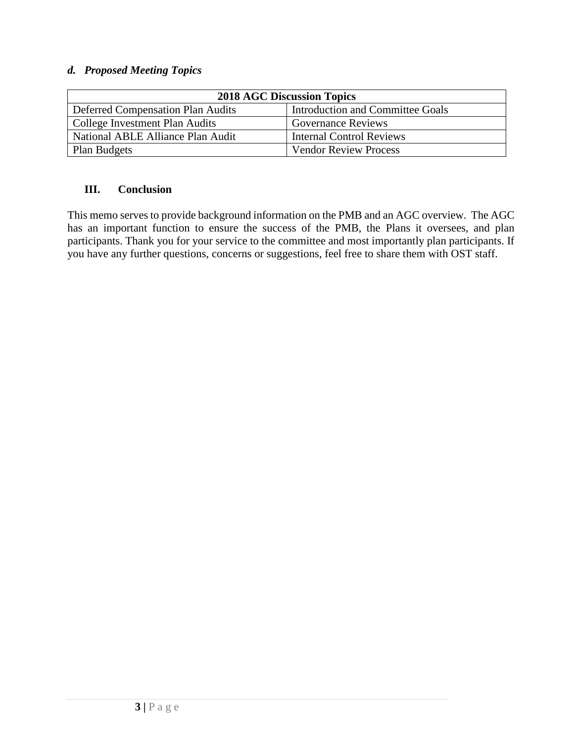### *d. Proposed Meeting Topics*

| 2018 AGC Discussion Topics | |
|---|---|
| Deferred Compensation Plan Audits | Introduction and Committee Goals |
| College Investment Plan Audits | Governance Reviews |
| National ABLE Alliance Plan Audit | Internal Control Reviews |
| Plan Budgets | Vendor Review Process |

## III. Conclusion

This memo serves to provide background information on the PMB and an AGC overview. The AGC has an important function to ensure the success of the PMB, the Plans it oversees, and plan participants. Thank you for your service to the committee and most importantly plan participants. If you have any further questions, concerns or suggestions, feel free to share them with OST staff.